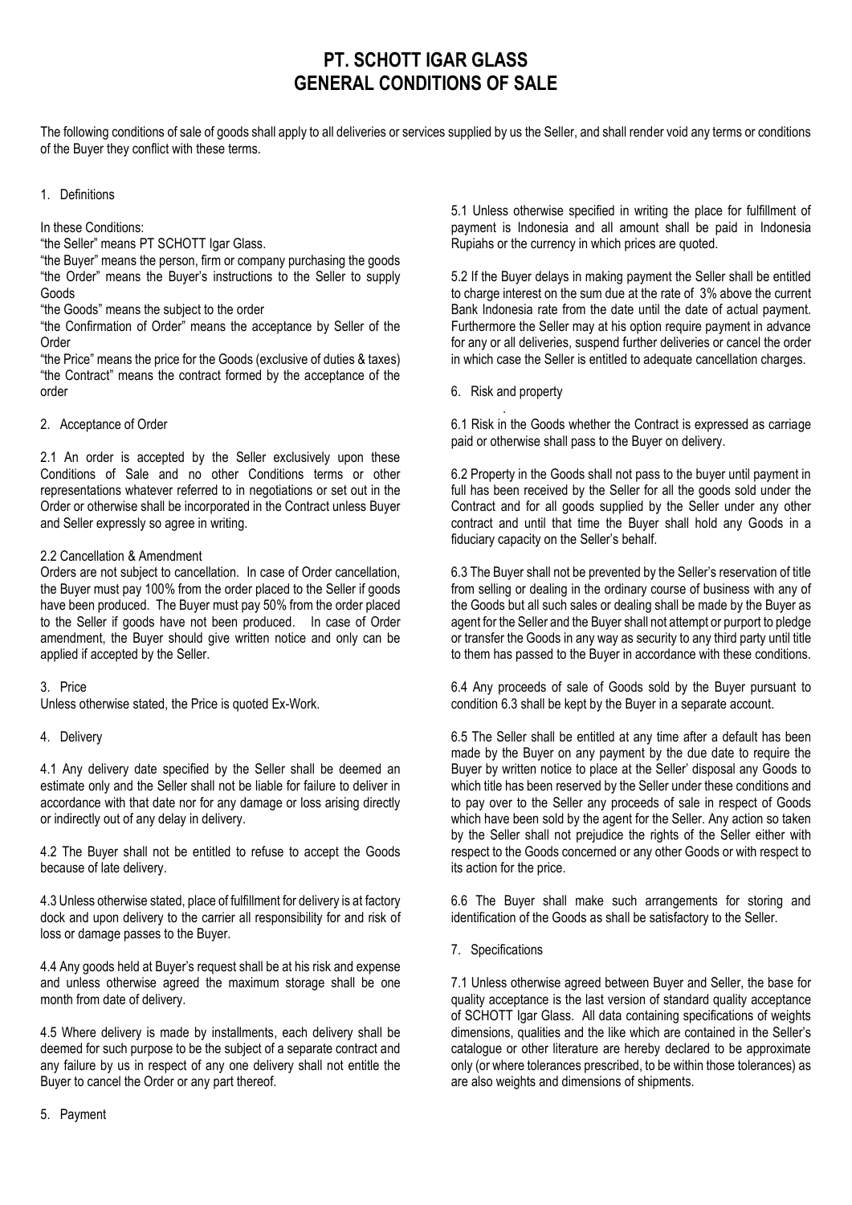# PT. SCHOTT IGAR GLASS
# GENERAL CONDITIONS OF SALE

The following conditions of sale of goods shall apply to all deliveries or services supplied by us the Seller, and shall render void any terms or conditions of the Buyer they conflict with these terms.

## 1. Definitions

In these Conditions:

"the Seller" means PT SCHOTT Igar Glass.

"the Buyer" means the person, firm or company purchasing the goods

"the Order" means the Buyer's instructions to the Seller to supply Goods

"the Goods" means the subject to the order

"the Confirmation of Order" means the acceptance by Seller of the Order

"the Price" means the price for the Goods (exclusive of duties & taxes)

"the Contract" means the contract formed by the acceptance of the order

## 2. Acceptance of Order

2.1 An order is accepted by the Seller exclusively upon these Conditions of Sale and no other Conditions terms or other representations whatever referred to in negotiations or set out in the Order or otherwise shall be incorporated in the Contract unless Buyer and Seller expressly so agree in writing.

2.2 Cancellation & Amendment

Orders are not subject to cancellation. In case of Order cancellation, the Buyer must pay 100% from the order placed to the Seller if goods have been produced. The Buyer must pay 50% from the order placed to the Seller if goods have not been produced. In case of Order amendment, the Buyer should give written notice and only can be applied if accepted by the Seller.

## 3. Price

Unless otherwise stated, the Price is quoted Ex-Work.

## 4. Delivery

4.1 Any delivery date specified by the Seller shall be deemed an estimate only and the Seller shall not be liable for failure to deliver in accordance with that date nor for any damage or loss arising directly or indirectly out of any delay in delivery.

4.2 The Buyer shall not be entitled to refuse to accept the Goods because of late delivery.

4.3 Unless otherwise stated, place of fulfillment for delivery is at factory dock and upon delivery to the carrier all responsibility for and risk of loss or damage passes to the Buyer.

4.4 Any goods held at Buyer's request shall be at his risk and expense and unless otherwise agreed the maximum storage shall be one month from date of delivery.

4.5 Where delivery is made by installments, each delivery shall be deemed for such purpose to be the subject of a separate contract and any failure by us in respect of any one delivery shall not entitle the Buyer to cancel the Order or any part thereof.

## 5. Payment

5.1 Unless otherwise specified in writing the place for fulfillment of payment is Indonesia and all amount shall be paid in Indonesia Rupiahs or the currency in which prices are quoted.

5.2 If the Buyer delays in making payment the Seller shall be entitled to charge interest on the sum due at the rate of 3% above the current Bank Indonesia rate from the date until the date of actual payment. Furthermore the Seller may at his option require payment in advance for any or all deliveries, suspend further deliveries or cancel the order in which case the Seller is entitled to adequate cancellation charges.

## 6. Risk and property

6.1 Risk in the Goods whether the Contract is expressed as carriage paid or otherwise shall pass to the Buyer on delivery.

6.2 Property in the Goods shall not pass to the buyer until payment in full has been received by the Seller for all the goods sold under the Contract and for all goods supplied by the Seller under any other contract and until that time the Buyer shall hold any Goods in a fiduciary capacity on the Seller's behalf.

6.3 The Buyer shall not be prevented by the Seller's reservation of title from selling or dealing in the ordinary course of business with any of the Goods but all such sales or dealing shall be made by the Buyer as agent for the Seller and the Buyer shall not attempt or purport to pledge or transfer the Goods in any way as security to any third party until title to them has passed to the Buyer in accordance with these conditions.

6.4 Any proceeds of sale of Goods sold by the Buyer pursuant to condition 6.3 shall be kept by the Buyer in a separate account.

6.5 The Seller shall be entitled at any time after a default has been made by the Buyer on any payment by the due date to require the Buyer by written notice to place at the Seller' disposal any Goods to which title has been reserved by the Seller under these conditions and to pay over to the Seller any proceeds of sale in respect of Goods which have been sold by the agent for the Seller. Any action so taken by the Seller shall not prejudice the rights of the Seller either with respect to the Goods concerned or any other Goods or with respect to its action for the price.

6.6 The Buyer shall make such arrangements for storing and identification of the Goods as shall be satisfactory to the Seller.

## 7. Specifications

7.1 Unless otherwise agreed between Buyer and Seller, the base for quality acceptance is the last version of standard quality acceptance of SCHOTT Igar Glass. All data containing specifications of weights dimensions, qualities and the like which are contained in the Seller's catalogue or other literature are hereby declared to be approximate only (or where tolerances prescribed, to be within those tolerances) as are also weights and dimensions of shipments.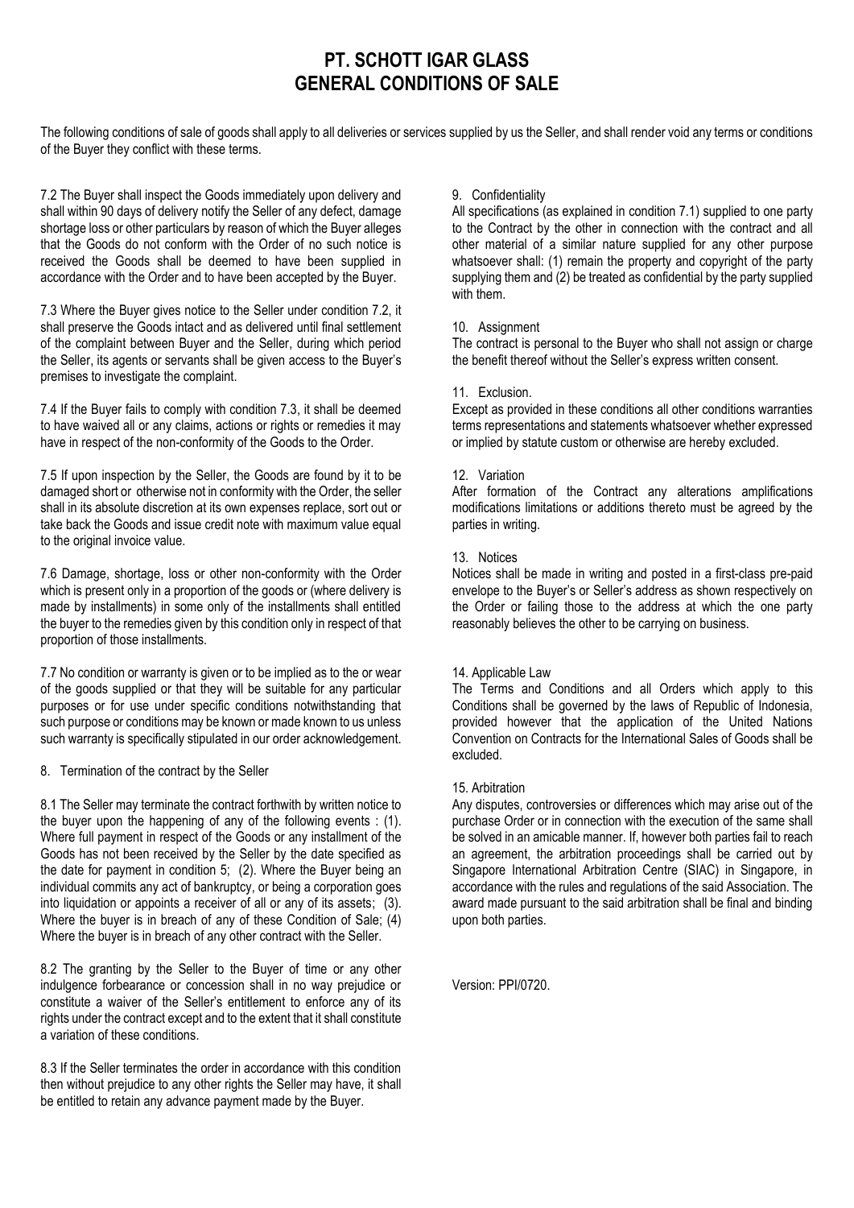# PT. SCHOTT IGAR GLASS
# GENERAL CONDITIONS OF SALE

The following conditions of sale of goods shall apply to all deliveries or services supplied by us the Seller, and shall render void any terms or conditions of the Buyer they conflict with these terms.

7.2 The Buyer shall inspect the Goods immediately upon delivery and shall within 90 days of delivery notify the Seller of any defect, damage shortage loss or other particulars by reason of which the Buyer alleges that the Goods do not conform with the Order of no such notice is received the Goods shall be deemed to have been supplied in accordance with the Order and to have been accepted by the Buyer.

7.3 Where the Buyer gives notice to the Seller under condition 7.2, it shall preserve the Goods intact and as delivered until final settlement of the complaint between Buyer and the Seller, during which period the Seller, its agents or servants shall be given access to the Buyer's premises to investigate the complaint.

7.4 If the Buyer fails to comply with condition 7.3, it shall be deemed to have waived all or any claims, actions or rights or remedies it may have in respect of the non-conformity of the Goods to the Order.

7.5 If upon inspection by the Seller, the Goods are found by it to be damaged short or otherwise not in conformity with the Order, the seller shall in its absolute discretion at its own expenses replace, sort out or take back the Goods and issue credit note with maximum value equal to the original invoice value.

7.6 Damage, shortage, loss or other non-conformity with the Order which is present only in a proportion of the goods or (where delivery is made by installments) in some only of the installments shall entitled the buyer to the remedies given by this condition only in respect of that proportion of those installments.

7.7 No condition or warranty is given or to be implied as to the or wear of the goods supplied or that they will be suitable for any particular purposes or for use under specific conditions notwithstanding that such purpose or conditions may be known or made known to us unless such warranty is specifically stipulated in our order acknowledgement.

8. Termination of the contract by the Seller

8.1 The Seller may terminate the contract forthwith by written notice to the buyer upon the happening of any of the following events : (1). Where full payment in respect of the Goods or any installment of the Goods has not been received by the Seller by the date specified as the date for payment in condition 5; (2). Where the Buyer being an individual commits any act of bankruptcy, or being a corporation goes into liquidation or appoints a receiver of all or any of its assets; (3). Where the buyer is in breach of any of these Condition of Sale; (4) Where the buyer is in breach of any other contract with the Seller.

8.2 The granting by the Seller to the Buyer of time or any other indulgence forbearance or concession shall in no way prejudice or constitute a waiver of the Seller's entitlement to enforce any of its rights under the contract except and to the extent that it shall constitute a variation of these conditions.

8.3 If the Seller terminates the order in accordance with this condition then without prejudice to any other rights the Seller may have, it shall be entitled to retain any advance payment made by the Buyer.

9. Confidentiality

All specifications (as explained in condition 7.1) supplied to one party to the Contract by the other in connection with the contract and all other material of a similar nature supplied for any other purpose whatsoever shall: (1) remain the property and copyright of the party supplying them and (2) be treated as confidential by the party supplied with them.

10. Assignment

The contract is personal to the Buyer who shall not assign or charge the benefit thereof without the Seller's express written consent.

11. Exclusion.

Except as provided in these conditions all other conditions warranties terms representations and statements whatsoever whether expressed or implied by statute custom or otherwise are hereby excluded.

12. Variation

After formation of the Contract any alterations amplifications modifications limitations or additions thereto must be agreed by the parties in writing.

13. Notices

Notices shall be made in writing and posted in a first-class pre-paid envelope to the Buyer's or Seller's address as shown respectively on the Order or failing those to the address at which the one party reasonably believes the other to be carrying on business.

14. Applicable Law

The Terms and Conditions and all Orders which apply to this Conditions shall be governed by the laws of Republic of Indonesia, provided however that the application of the United Nations Convention on Contracts for the International Sales of Goods shall be excluded.

15. Arbitration

Any disputes, controversies or differences which may arise out of the purchase Order or in connection with the execution of the same shall be solved in an amicable manner. If, however both parties fail to reach an agreement, the arbitration proceedings shall be carried out by Singapore International Arbitration Centre (SIAC) in Singapore, in accordance with the rules and regulations of the said Association. The award made pursuant to the said arbitration shall be final and binding upon both parties.

Version: PPI/0720.